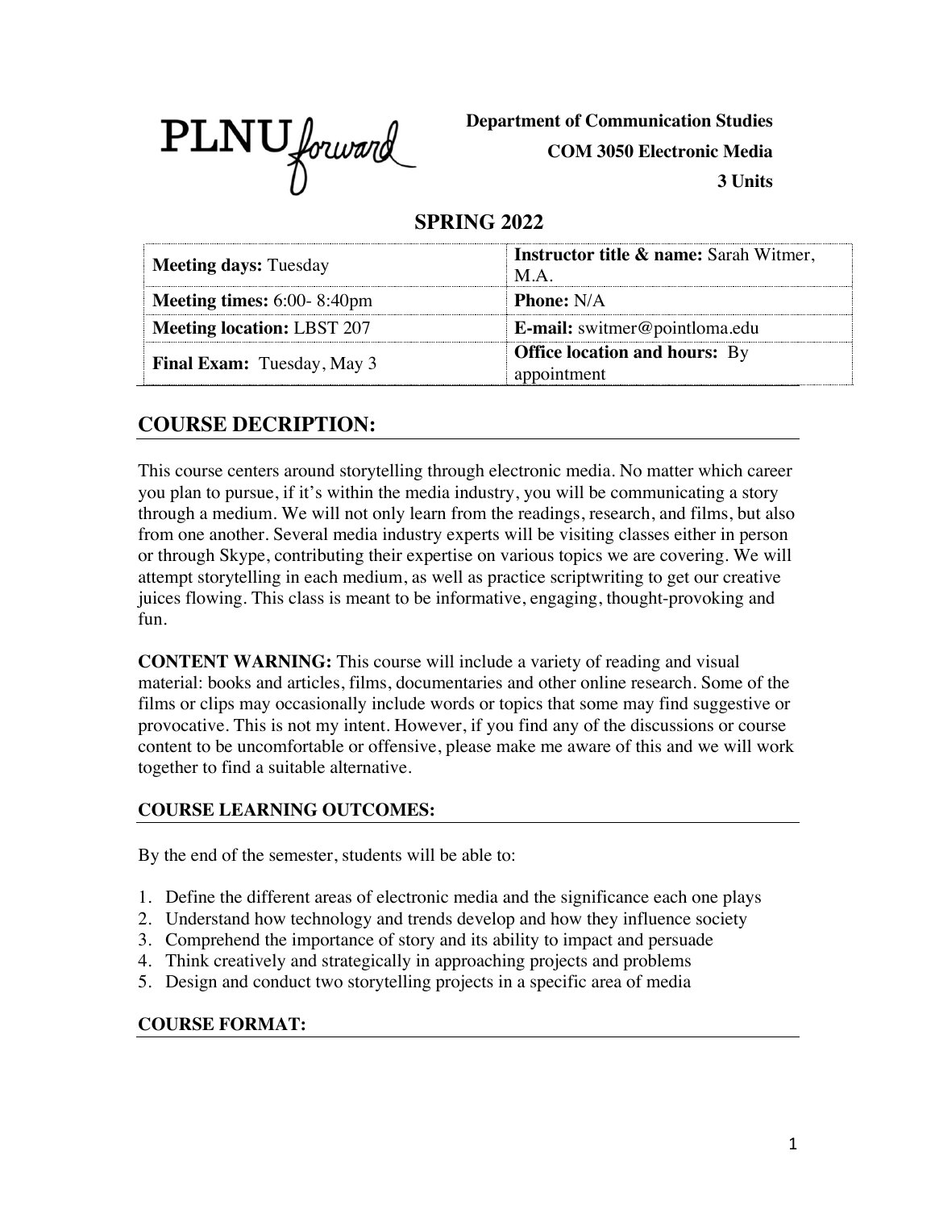PLNU forward

**Department of Communication Studies**

**COM 3050 Electronic Media**

**3 Units**

## SPRING 2022

| **Meeting days:** Tuesday | **Instructor title & name:** Sarah Witmer, M.A. |
|---|---|
| **Meeting times:** 6:00- 8:40pm | **Phone:** N/A |
| **Meeting location:** LBST 207 | **E-mail:** switmer@pointloma.edu |
| **Final Exam:** Tuesday, May 3 | **Office location and hours:** By appointment |

## COURSE DECRIPTION:

This course centers around storytelling through electronic media. No matter which career you plan to pursue, if it's within the media industry, you will be communicating a story through a medium. We will not only learn from the readings, research, and films, but also from one another. Several media industry experts will be visiting classes either in person or through Skype, contributing their expertise on various topics we are covering. We will attempt storytelling in each medium, as well as practice scriptwriting to get our creative juices flowing. This class is meant to be informative, engaging, thought-provoking and fun.

**CONTENT WARNING:** This course will include a variety of reading and visual material: books and articles, films, documentaries and other online research. Some of the films or clips may occasionally include words or topics that some may find suggestive or provocative. This is not my intent. However, if you find any of the discussions or course content to be uncomfortable or offensive, please make me aware of this and we will work together to find a suitable alternative.

### COURSE LEARNING OUTCOMES:

By the end of the semester, students will be able to:

1. Define the different areas of electronic media and the significance each one plays
2. Understand how technology and trends develop and how they influence society
3. Comprehend the importance of story and its ability to impact and persuade
4. Think creatively and strategically in approaching projects and problems
5. Design and conduct two storytelling projects in a specific area of media

### COURSE FORMAT: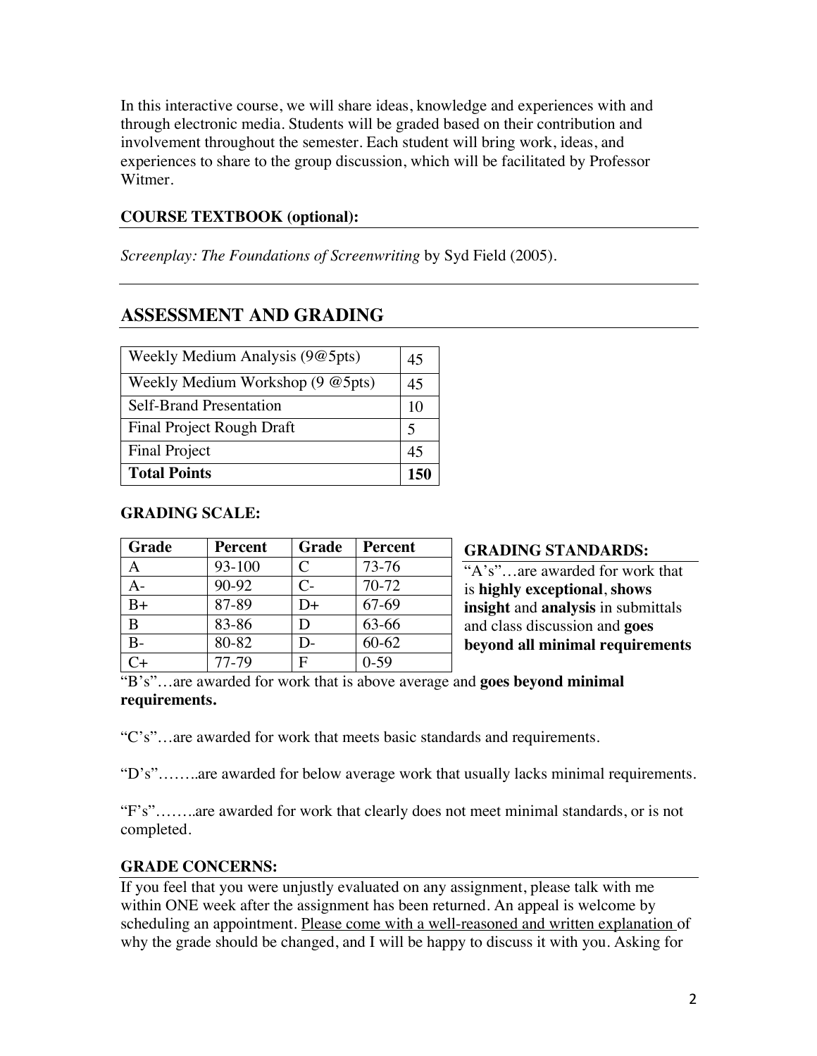In this interactive course, we will share ideas, knowledge and experiences with and through electronic media. Students will be graded based on their contribution and involvement throughout the semester. Each student will bring work, ideas, and experiences to share to the group discussion, which will be facilitated by Professor Witmer.

**COURSE TEXTBOOK (optional):**

*Screenplay: The Foundations of Screenwriting* by Syd Field (2005).

## ASSESSMENT AND GRADING

| | |
|---|---|
| Weekly Medium Analysis (9@5pts) | 45 |
| Weekly Medium Workshop (9 @5pts) | 45 |
| Self-Brand Presentation | 10 |
| Final Project Rough Draft | 5 |
| Final Project | 45 |
| **Total Points** | **150** |

**GRADING SCALE:**

| Grade | Percent | Grade | Percent |
|---|---|---|---|
| A | 93-100 | C | 73-76 |
| A- | 90-92 | C- | 70-72 |
| B+ | 87-89 | D+ | 67-69 |
| B | 83-86 | D | 63-66 |
| B- | 80-82 | D- | 60-62 |
| C+ | 77-79 | F | 0-59 |

**GRADING STANDARDS:**

"A's"…are awarded for work that is **highly exceptional**, **shows insight** and **analysis** in submittals and class discussion and **goes beyond all minimal requirements**

"B's"…are awarded for work that is above average and **goes beyond minimal requirements.**

"C's"…are awarded for work that meets basic standards and requirements.

"D's"……..are awarded for below average work that usually lacks minimal requirements.

"F's"……..are awarded for work that clearly does not meet minimal standards, or is not completed.

**GRADE CONCERNS:**

If you feel that you were unjustly evaluated on any assignment, please talk with me within ONE week after the assignment has been returned. An appeal is welcome by scheduling an appointment. <u>Please come with a well-reasoned and written explanation</u> of why the grade should be changed, and I will be happy to discuss it with you. Asking for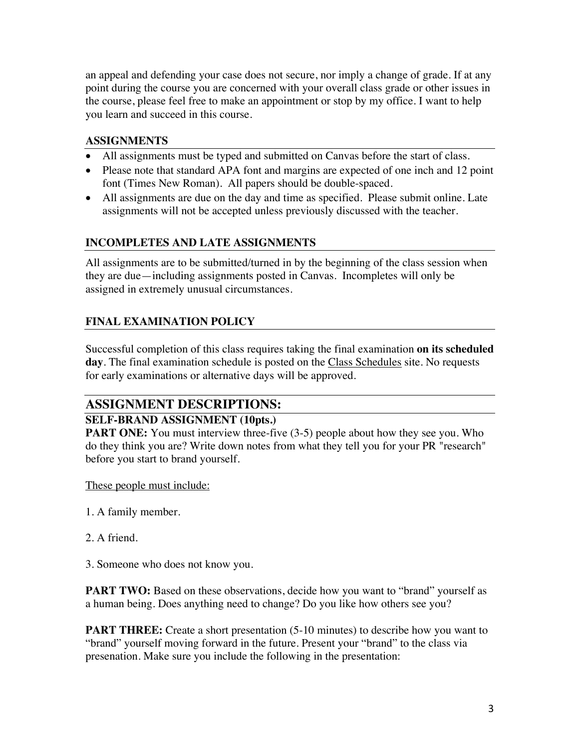an appeal and defending your case does not secure, nor imply a change of grade. If at any point during the course you are concerned with your overall class grade or other issues in the course, please feel free to make an appointment or stop by my office. I want to help you learn and succeed in this course.

### ASSIGNMENTS

- All assignments must be typed and submitted on Canvas before the start of class.
- Please note that standard APA font and margins are expected of one inch and 12 point font (Times New Roman). All papers should be double-spaced.
- All assignments are due on the day and time as specified. Please submit online. Late assignments will not be accepted unless previously discussed with the teacher.

### INCOMPLETES AND LATE ASSIGNMENTS

All assignments are to be submitted/turned in by the beginning of the class session when they are due—including assignments posted in Canvas. Incompletes will only be assigned in extremely unusual circumstances.

### FINAL EXAMINATION POLICY

Successful completion of this class requires taking the final examination **on its scheduled day**. The final examination schedule is posted on the Class Schedules site. No requests for early examinations or alternative days will be approved.

## ASSIGNMENT DESCRIPTIONS:

### SELF-BRAND ASSIGNMENT (10pts.)

**PART ONE:** You must interview three-five (3-5) people about how they see you. Who do they think you are? Write down notes from what they tell you for your PR "research" before you start to brand yourself.

These people must include:

1. A family member.

2. A friend.

3. Someone who does not know you.

**PART TWO:** Based on these observations, decide how you want to "brand" yourself as a human being. Does anything need to change? Do you like how others see you?

**PART THREE:** Create a short presentation (5-10 minutes) to describe how you want to "brand" yourself moving forward in the future. Present your "brand" to the class via presenation. Make sure you include the following in the presentation: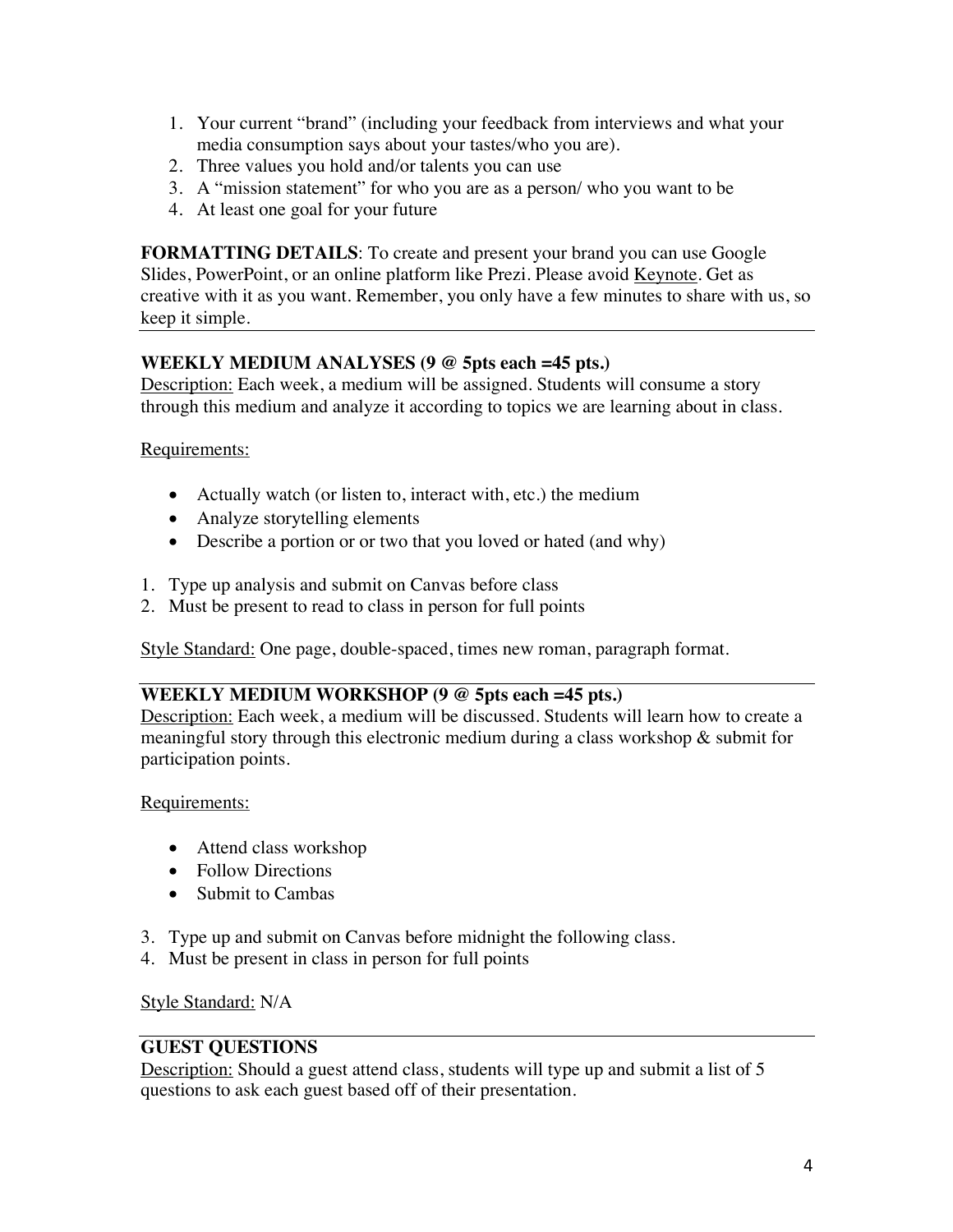1. Your current "brand" (including your feedback from interviews and what your media consumption says about your tastes/who you are).
2. Three values you hold and/or talents you can use
3. A "mission statement" for who you are as a person/ who you want to be
4. At least one goal for your future

**FORMATTING DETAILS**: To create and present your brand you can use Google Slides, PowerPoint, or an online platform like Prezi. Please avoid <u>Keynote</u>. Get as creative with it as you want. Remember, you only have a few minutes to share with us, so keep it simple.

---

**WEEKLY MEDIUM ANALYSES (9 @ 5pts each =45 pts.)**

<u>Description:</u> Each week, a medium will be assigned. Students will consume a story through this medium and analyze it according to topics we are learning about in class.

<u>Requirements:</u>

- Actually watch (or listen to, interact with, etc.) the medium
- Analyze storytelling elements
- Describe a portion or or two that you loved or hated (and why)

1. Type up analysis and submit on Canvas before class
2. Must be present to read to class in person for full points

<u>Style Standard:</u> One page, double-spaced, times new roman, paragraph format.

---

**WEEKLY MEDIUM WORKSHOP (9 @ 5pts each =45 pts.)**

<u>Description:</u> Each week, a medium will be discussed. Students will learn how to create a meaningful story through this electronic medium during a class workshop & submit for participation points.

<u>Requirements:</u>

- Attend class workshop
- Follow Directions
- Submit to Cambas

3. Type up and submit on Canvas before midnight the following class.
4. Must be present in class in person for full points

<u>Style Standard:</u> N/A

---

**GUEST QUESTIONS**

<u>Description:</u> Should a guest attend class, students will type up and submit a list of 5 questions to ask each guest based off of their presentation.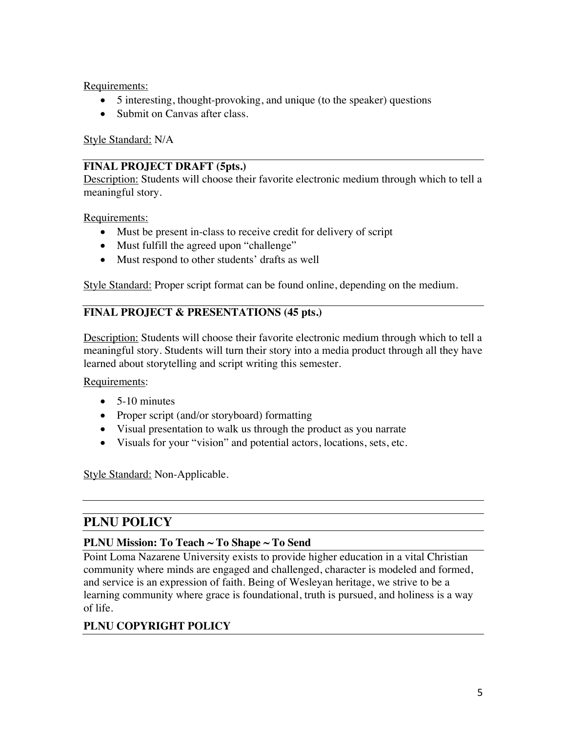Requirements:

- 5 interesting, thought-provoking, and unique (to the speaker) questions
- Submit on Canvas after class.

Style Standard: N/A

---

**FINAL PROJECT DRAFT (5pts.)**

Description: Students will choose their favorite electronic medium through which to tell a meaningful story.

Requirements:

- Must be present in-class to receive credit for delivery of script
- Must fulfill the agreed upon "challenge"
- Must respond to other students' drafts as well

Style Standard: Proper script format can be found online, depending on the medium.

---

**FINAL PROJECT & PRESENTATIONS (45 pts.)**

Description: Students will choose their favorite electronic medium through which to tell a meaningful story. Students will turn their story into a media product through all they have learned about storytelling and script writing this semester.

Requirements:

- 5-10 minutes
- Proper script (and/or storyboard) formatting
- Visual presentation to walk us through the product as you narrate
- Visuals for your "vision" and potential actors, locations, sets, etc.

Style Standard: Non-Applicable.

---

## PLNU POLICY

### PLNU Mission: To Teach ~ To Shape ~ To Send

Point Loma Nazarene University exists to provide higher education in a vital Christian community where minds are engaged and challenged, character is modeled and formed, and service is an expression of faith. Being of Wesleyan heritage, we strive to be a learning community where grace is foundational, truth is pursued, and holiness is a way of life.

### PLNU COPYRIGHT POLICY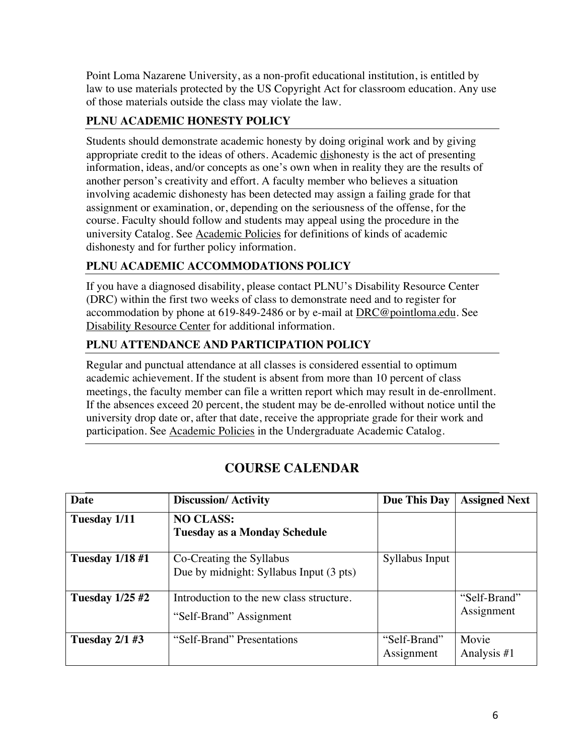Point Loma Nazarene University, as a non-profit educational institution, is entitled by law to use materials protected by the US Copyright Act for classroom education. Any use of those materials outside the class may violate the law.

## PLNU ACADEMIC HONESTY POLICY

Students should demonstrate academic honesty by doing original work and by giving appropriate credit to the ideas of others. Academic dishonesty is the act of presenting information, ideas, and/or concepts as one's own when in reality they are the results of another person's creativity and effort. A faculty member who believes a situation involving academic dishonesty has been detected may assign a failing grade for that assignment or examination, or, depending on the seriousness of the offense, for the course. Faculty should follow and students may appeal using the procedure in the university Catalog. See Academic Policies for definitions of kinds of academic dishonesty and for further policy information.

## PLNU ACADEMIC ACCOMMODATIONS POLICY

If you have a diagnosed disability, please contact PLNU's Disability Resource Center (DRC) within the first two weeks of class to demonstrate need and to register for accommodation by phone at 619-849-2486 or by e-mail at DRC@pointloma.edu. See Disability Resource Center for additional information.

## PLNU ATTENDANCE AND PARTICIPATION POLICY

Regular and punctual attendance at all classes is considered essential to optimum academic achievement. If the student is absent from more than 10 percent of class meetings, the faculty member can file a written report which may result in de-enrollment. If the absences exceed 20 percent, the student may be de-enrolled without notice until the university drop date or, after that date, receive the appropriate grade for their work and participation. See Academic Policies in the Undergraduate Academic Catalog.

# COURSE CALENDAR

| Date | Discussion/ Activity | Due This Day | Assigned Next |
|---|---|---|---|
| **Tuesday 1/11** | **NO CLASS:**<br>**Tuesday as a Monday Schedule** | | |
| **Tuesday 1/18 #1** | Co-Creating the Syllabus<br>Due by midnight: Syllabus Input (3 pts) | Syllabus Input | |
| **Tuesday 1/25 #2** | Introduction to the new class structure.<br>"Self-Brand" Assignment | | "Self-Brand" Assignment |
| **Tuesday 2/1 #3** | "Self-Brand" Presentations | "Self-Brand" Assignment | Movie Analysis #1 |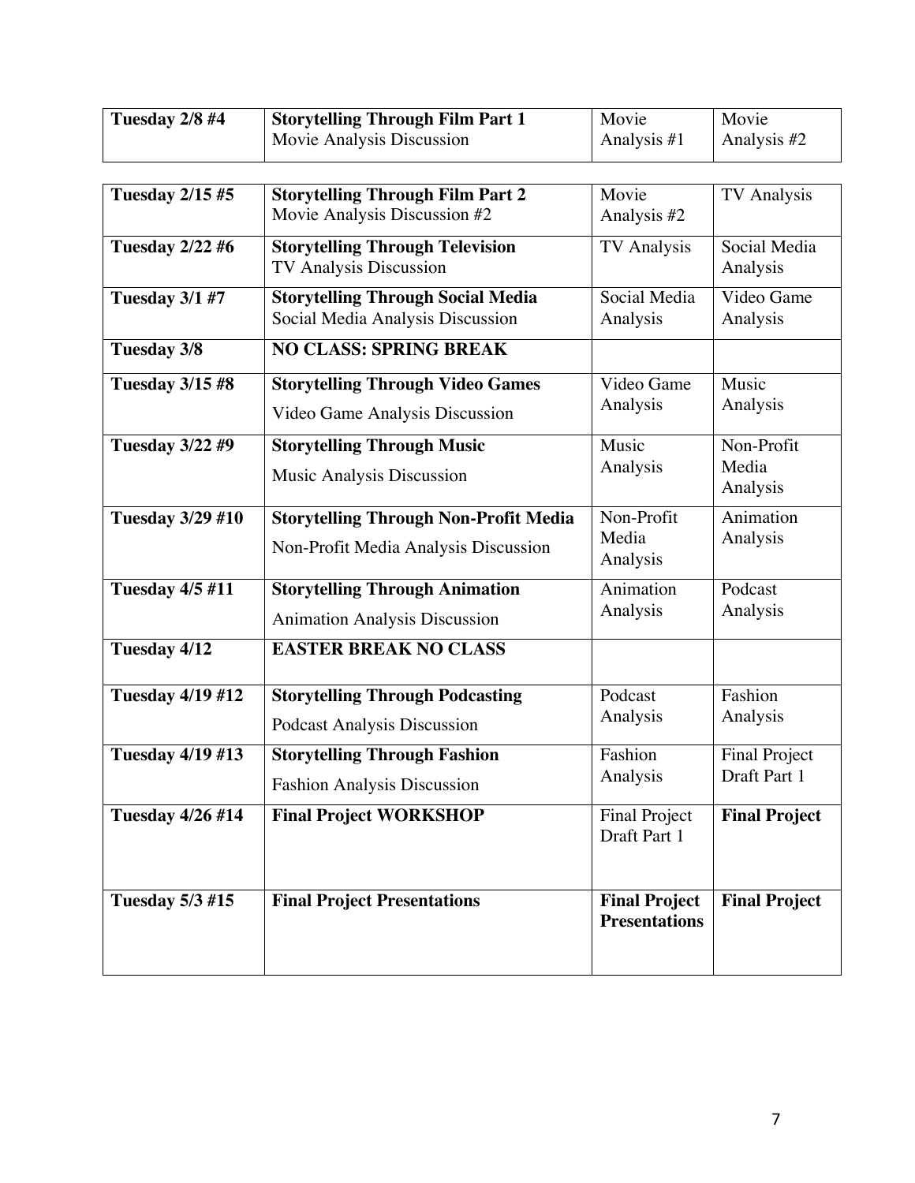| | | | |
|---|---|---|---|
| **Tuesday 2/8 #4** | **Storytelling Through Film Part 1** Movie Analysis Discussion | Movie Analysis #1 | Movie Analysis #2 |
| **Tuesday 2/15 #5** | **Storytelling Through Film Part 2** Movie Analysis Discussion #2 | Movie Analysis #2 | TV Analysis |
| **Tuesday 2/22 #6** | **Storytelling Through Television** TV Analysis Discussion | TV Analysis | Social Media Analysis |
| **Tuesday 3/1 #7** | **Storytelling Through Social Media** Social Media Analysis Discussion | Social Media Analysis | Video Game Analysis |
| **Tuesday 3/8** | **NO CLASS: SPRING BREAK** | | |
| **Tuesday 3/15 #8** | **Storytelling Through Video Games** Video Game Analysis Discussion | Video Game Analysis | Music Analysis |
| **Tuesday 3/22 #9** | **Storytelling Through Music** Music Analysis Discussion | Music Analysis | Non-Profit Media Analysis |
| **Tuesday 3/29 #10** | **Storytelling Through Non-Profit Media** Non-Profit Media Analysis Discussion | Non-Profit Media Analysis | Animation Analysis |
| **Tuesday 4/5 #11** | **Storytelling Through Animation** Animation Analysis Discussion | Animation Analysis | Podcast Analysis |
| **Tuesday 4/12** | **EASTER BREAK NO CLASS** | | |
| **Tuesday 4/19 #12** | **Storytelling Through Podcasting** Podcast Analysis Discussion | Podcast Analysis | Fashion Analysis |
| **Tuesday 4/19 #13** | **Storytelling Through Fashion** Fashion Analysis Discussion | Fashion Analysis | Final Project Draft Part 1 |
| **Tuesday 4/26 #14** | **Final Project WORKSHOP** | Final Project Draft Part 1 | **Final Project** |
| **Tuesday 5/3 #15** | **Final Project Presentations** | **Final Project Presentations** | **Final Project** |